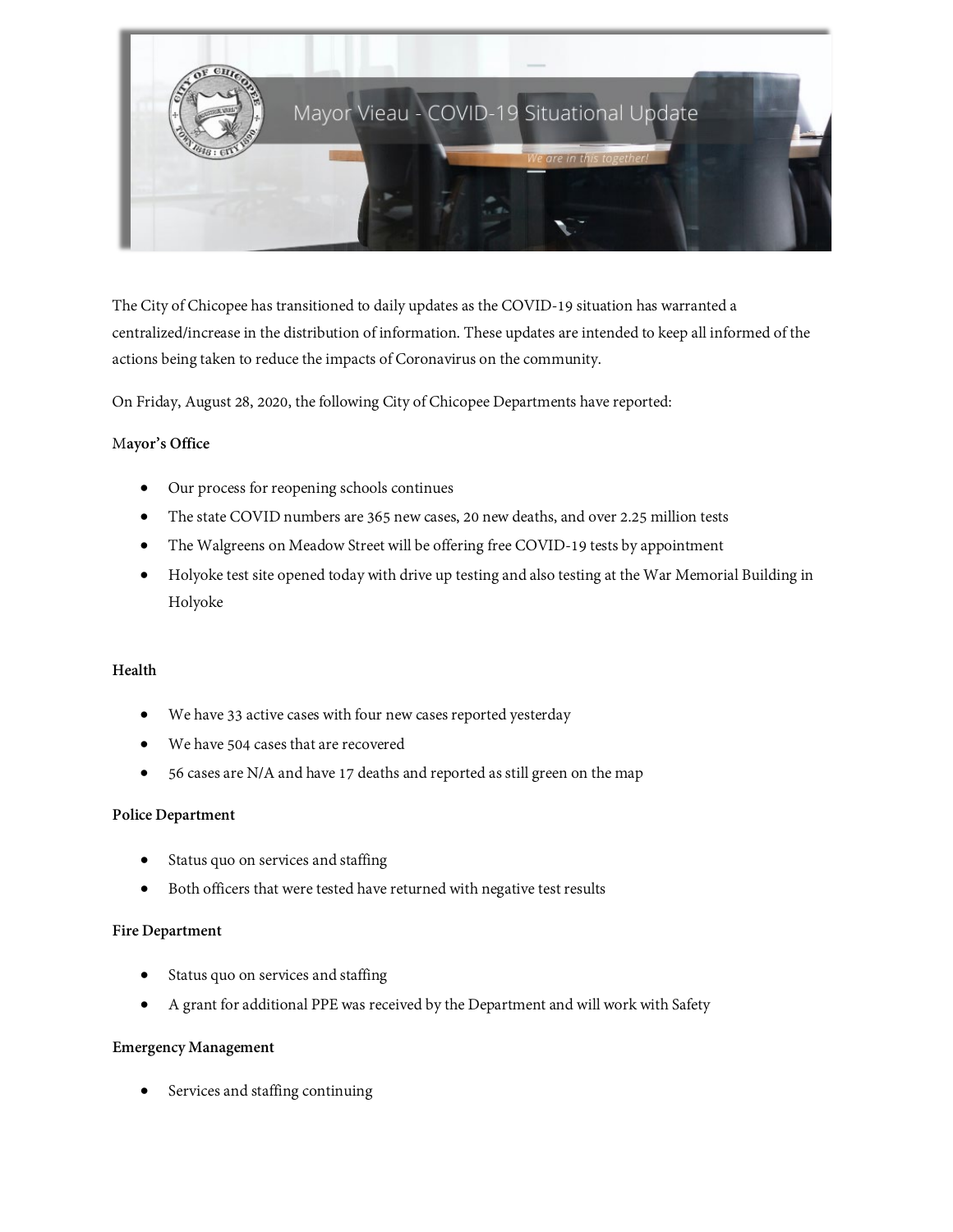# Mayor Vieau - COVID-19 Situational Update

*We are in this together!*

The City of Chicopee has transitioned to daily updates as the COVID-19 situation has warranted a centralized/increase in the distribution of information. These updates are intended to keep all informed of the actions being taken to reduce the impacts of Coronavirus on the community.

On Friday, August 28, 2020, the following City of Chicopee Departments have reported:

**Mayor's Office**

- Our process for reopening schools continues
- The state COVID numbers are 365 new cases, 20 new deaths, and over 2.25 million tests
- The Walgreens on Meadow Street will be offering free COVID-19 tests by appointment
- Holyoke test site opened today with drive up testing and also testing at the War Memorial Building in Holyoke

**Health**

- We have 33 active cases with four new cases reported yesterday
- We have 504 cases that are recovered
- 56 cases are N/A and have 17 deaths and reported as still green on the map

**Police Department**

- Status quo on services and staffing
- Both officers that were tested have returned with negative test results

**Fire Department**

- Status quo on services and staffing
- A grant for additional PPE was received by the Department and will work with Safety

**Emergency Management**

- Services and staffing continuing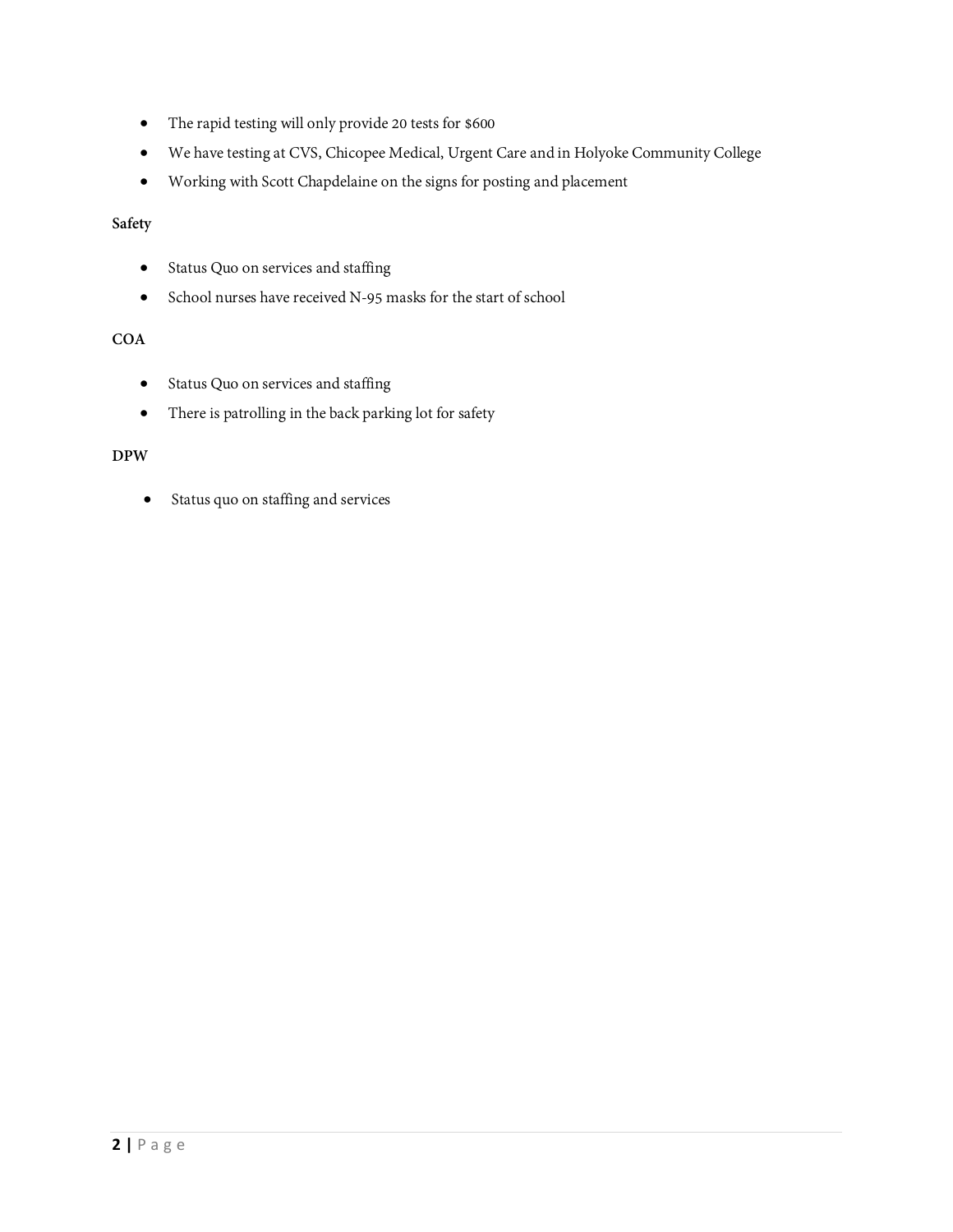- The rapid testing will only provide 20 tests for $600
- We have testing at CVS, Chicopee Medical, Urgent Care and in Holyoke Community College
- Working with Scott Chapdelaine on the signs for posting and placement

**Safety**

- Status Quo on services and staffing
- School nurses have received N-95 masks for the start of school

**COA**

- Status Quo on services and staffing
- There is patrolling in the back parking lot for safety

**DPW**

- Status quo on staffing and services